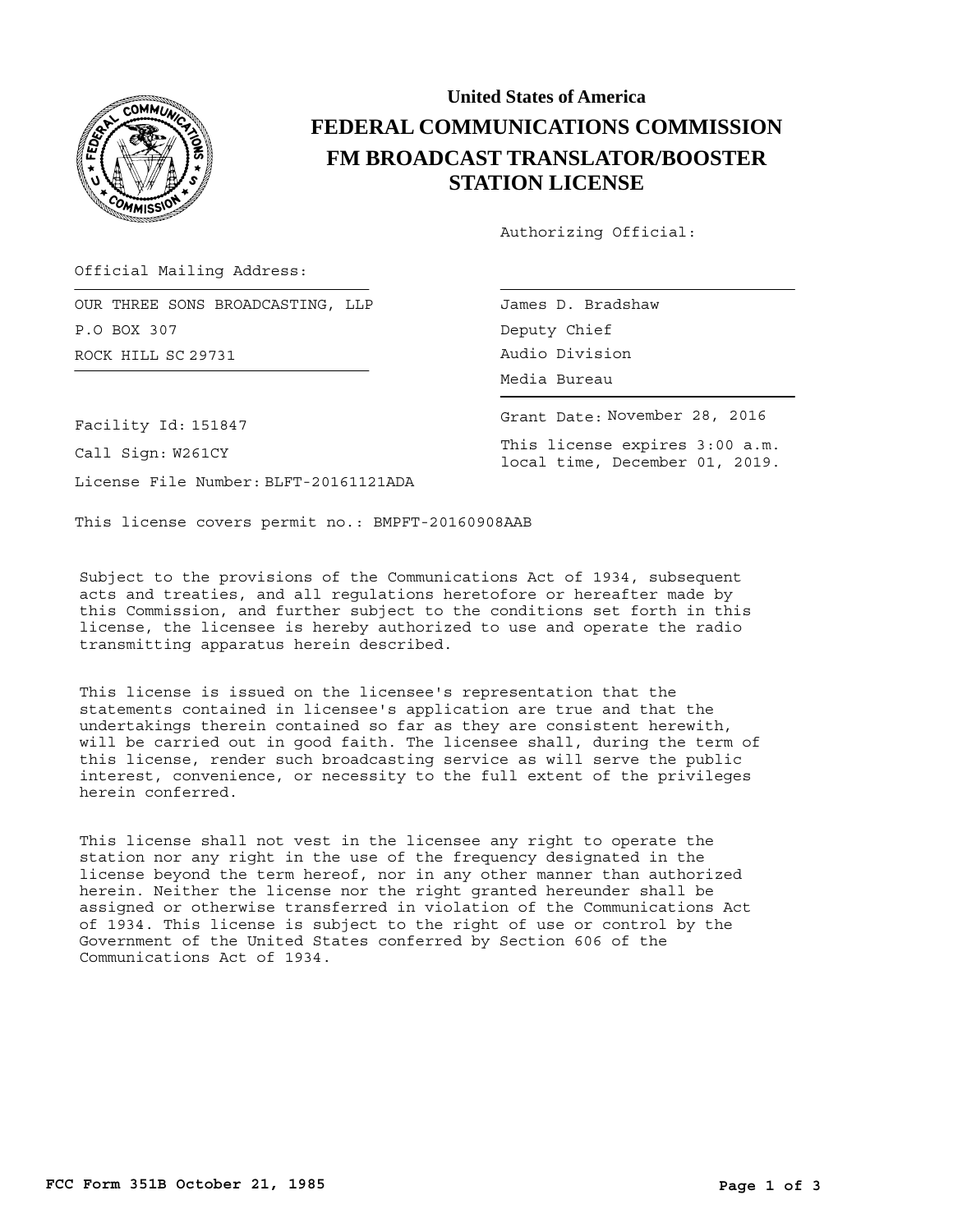# United States of America

# FEDERAL COMMUNICATIONS COMMISSION

## FM BROADCAST TRANSLATOR/BOOSTER STATION LICENSE

Authorizing Official:

Official Mailing Address:

OUR THREE SONS BROADCASTING, LLP
P.O BOX 307
ROCK HILL SC 29731

James D. Bradshaw
Deputy Chief
Audio Division
Media Bureau

Facility Id: 151847

Call Sign: W261CY

License File Number: BLFT-20161121ADA

Grant Date: November 28, 2016

This license expires 3:00 a.m. local time, December 01, 2019.

This license covers permit no.: BMPFT-20160908AAB

Subject to the provisions of the Communications Act of 1934, subsequent acts and treaties, and all regulations heretofore or hereafter made by this Commission, and further subject to the conditions set forth in this license, the licensee is hereby authorized to use and operate the radio transmitting apparatus herein described.

This license is issued on the licensee's representation that the statements contained in licensee's application are true and that the undertakings therein contained so far as they are consistent herewith, will be carried out in good faith. The licensee shall, during the term of this license, render such broadcasting service as will serve the public interest, convenience, or necessity to the full extent of the privileges herein conferred.

This license shall not vest in the licensee any right to operate the station nor any right in the use of the frequency designated in the license beyond the term hereof, nor in any other manner than authorized herein. Neither the license nor the right granted hereunder shall be assigned or otherwise transferred in violation of the Communications Act of 1934. This license is subject to the right of use or control by the Government of the United States conferred by Section 606 of the Communications Act of 1934.

FCC Form 351B October 21, 1985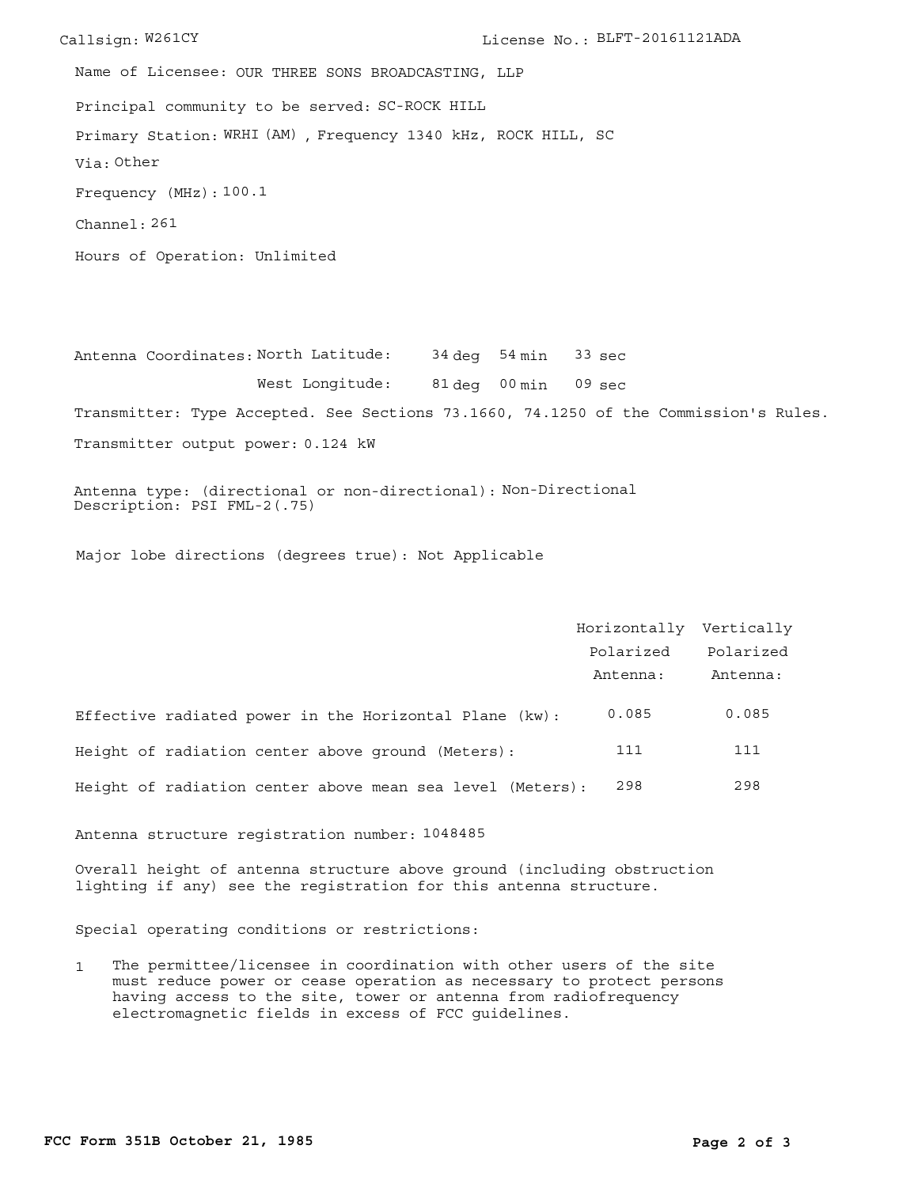Callsign: W261CY License No.: BLFT-20161121ADA

Name of Licensee: OUR THREE SONS BROADCASTING, LLP

Principal community to be served: SC-ROCK HILL

Primary Station: WRHI (AM) , Frequency 1340 kHz, ROCK HILL, SC

Via: Other

Frequency (MHz): 100.1

Channel: 261

Hours of Operation: Unlimited

Antenna Coordinates: North Latitude: 34 deg 54 min 33 sec

West Longitude: 81 deg 00 min 09 sec

Transmitter: Type Accepted. See Sections 73.1660, 74.1250 of the Commission's Rules.

Transmitter output power: 0.124 kW

Antenna type: (directional or non-directional): Non-Directional
Description: PSI FML-2(.75)

Major lobe directions (degrees true): Not Applicable

| | Horizontally Polarized Antenna: | Vertically Polarized Antenna: |
|---|---|---|
| Effective radiated power in the Horizontal Plane (kw): | 0.085 | 0.085 |
| Height of radiation center above ground (Meters): | 111 | 111 |
| Height of radiation center above mean sea level (Meters): | 298 | 298 |

Antenna structure registration number: 1048485

Overall height of antenna structure above ground (including obstruction lighting if any) see the registration for this antenna structure.

Special operating conditions or restrictions:

1 The permittee/licensee in coordination with other users of the site must reduce power or cease operation as necessary to protect persons having access to the site, tower or antenna from radiofrequency electromagnetic fields in excess of FCC guidelines.

FCC Form 351B October 21, 1985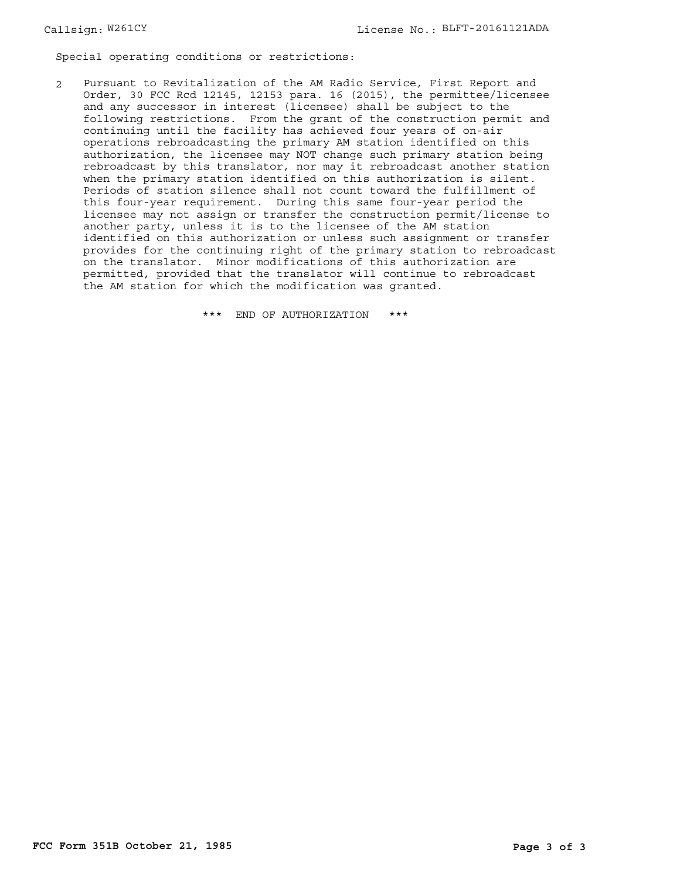Callsign: W261CY License No.: BLFT-20161121ADA

Special operating conditions or restrictions:

2 Pursuant to Revitalization of the AM Radio Service, First Report and Order, 30 FCC Rcd 12145, 12153 para. 16 (2015), the permittee/licensee and any successor in interest (licensee) shall be subject to the following restrictions. From the grant of the construction permit and continuing until the facility has achieved four years of on-air operations rebroadcasting the primary AM station identified on this authorization, the licensee may NOT change such primary station being rebroadcast by this translator, nor may it rebroadcast another station when the primary station identified on this authorization is silent. Periods of station silence shall not count toward the fulfillment of this four-year requirement. During this same four-year period the licensee may not assign or transfer the construction permit/license to another party, unless it is to the licensee of the AM station identified on this authorization or unless such assignment or transfer provides for the continuing right of the primary station to rebroadcast on the translator. Minor modifications of this authorization are permitted, provided that the translator will continue to rebroadcast the AM station for which the modification was granted.

*** END OF AUTHORIZATION ***

**FCC Form 351B October 21, 1985**